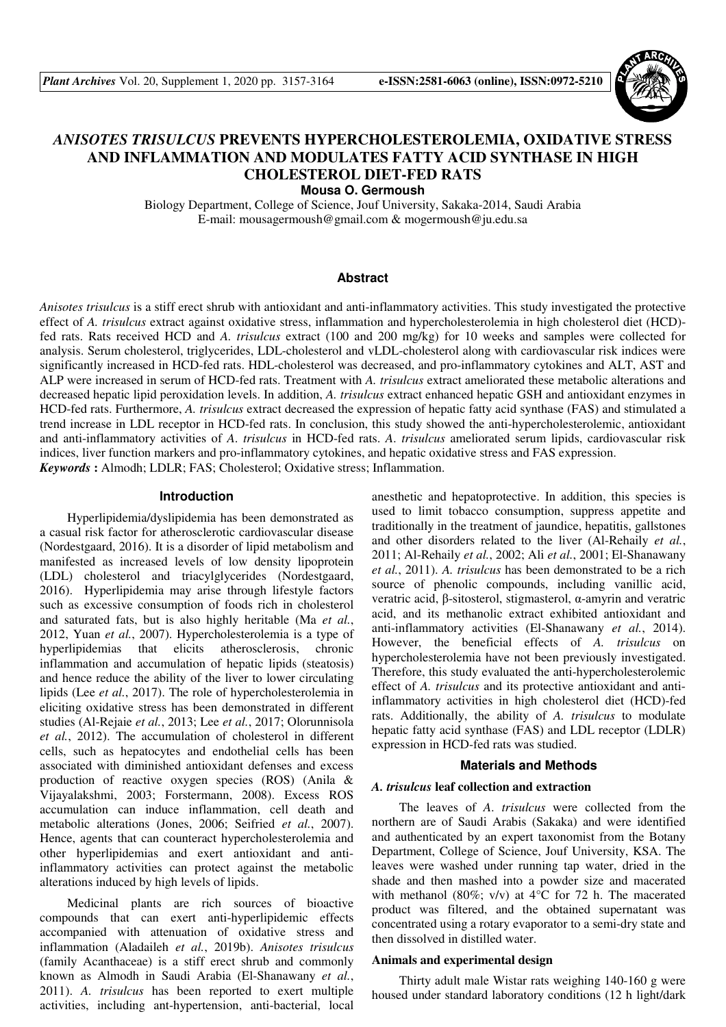# *ANISOTES TRISULCUS* PREVENTS HYPERCHOLESTEROLEMIA, OXIDATIVE STRESS AND INFLAMMATION AND MODULATES FATTY ACID SYNTHASE IN HIGH CHOLESTEROL DIET-FED RATS

**Mousa O. Germoush**

Biology Department, College of Science, Jouf University, Sakaka-2014, Saudi Arabia
E-mail: mousagermoush@gmail.com & mogermoush@ju.edu.sa

## Abstract

*Anisotes trisulcus* is a stiff erect shrub with antioxidant and anti-inflammatory activities. This study investigated the protective effect of *A. trisulcus* extract against oxidative stress, inflammation and hypercholesterolemia in high cholesterol diet (HCD)-fed rats. Rats received HCD and *A. trisulcus* extract (100 and 200 mg/kg) for 10 weeks and samples were collected for analysis. Serum cholesterol, triglycerides, LDL-cholesterol and vLDL-cholesterol along with cardiovascular risk indices were significantly increased in HCD-fed rats. HDL-cholesterol was decreased, and pro-inflammatory cytokines and ALT, AST and ALP were increased in serum of HCD-fed rats. Treatment with *A. trisulcus* extract ameliorated these metabolic alterations and decreased hepatic lipid peroxidation levels. In addition, *A. trisulcus* extract enhanced hepatic GSH and antioxidant enzymes in HCD-fed rats. Furthermore, *A. trisulcus* extract decreased the expression of hepatic fatty acid synthase (FAS) and stimulated a trend increase in LDL receptor in HCD-fed rats. In conclusion, this study showed the anti-hypercholesterolemic, antioxidant and anti-inflammatory activities of *A. trisulcus* in HCD-fed rats. *A. trisulcus* ameliorated serum lipids, cardiovascular risk indices, liver function markers and pro-inflammatory cytokines, and hepatic oxidative stress and FAS expression.

***Keywords*** **:** Almodh; LDLR; FAS; Cholesterol; Oxidative stress; Inflammation.

## Introduction

Hyperlipidemia/dyslipidemia has been demonstrated as a casual risk factor for atherosclerotic cardiovascular disease (Nordestgaard, 2016). It is a disorder of lipid metabolism and manifested as increased levels of low density lipoprotein (LDL) cholesterol and triacylglycerides (Nordestgaard, 2016). Hyperlipidemia may arise through lifestyle factors such as excessive consumption of foods rich in cholesterol and saturated fats, but is also highly heritable (Ma *et al.*, 2012, Yuan *et al.*, 2007). Hypercholesterolemia is a type of hyperlipidemias that elicits atherosclerosis, chronic inflammation and accumulation of hepatic lipids (steatosis) and hence reduce the ability of the liver to lower circulating lipids (Lee *et al.*, 2017). The role of hypercholesterolemia in eliciting oxidative stress has been demonstrated in different studies (Al-Rejaie *et al.*, 2013; Lee *et al.*, 2017; Olorunnisola *et al.*, 2012). The accumulation of cholesterol in different cells, such as hepatocytes and endothelial cells has been associated with diminished antioxidant defenses and excess production of reactive oxygen species (ROS) (Anila & Vijayalakshmi, 2003; Forstermann, 2008). Excess ROS accumulation can induce inflammation, cell death and metabolic alterations (Jones, 2006; Seifried *et al.*, 2007). Hence, agents that can counteract hypercholesterolemia and other hyperlipidemias and exert antioxidant and anti-inflammatory activities can protect against the metabolic alterations induced by high levels of lipids.

Medicinal plants are rich sources of bioactive compounds that can exert anti-hyperlipidemic effects accompanied with attenuation of oxidative stress and inflammation (Aladaileh *et al.*, 2019b). *Anisotes trisulcus* (family Acanthaceae) is a stiff erect shrub and commonly known as Almodh in Saudi Arabia (El-Shanawany *et al.*, 2011). *A. trisulcus* has been reported to exert multiple activities, including ant-hypertension, anti-bacterial, local anesthetic and hepatoprotective. In addition, this species is used to limit tobacco consumption, suppress appetite and traditionally in the treatment of jaundice, hepatitis, gallstones and other disorders related to the liver (Al-Rehaily *et al.*, 2011; Al-Rehaily *et al.*, 2002; Ali *et al.*, 2001; El-Shanawany *et al.*, 2011). *A. trisulcus* has been demonstrated to be a rich source of phenolic compounds, including vanillic acid, veratric acid, β-sitosterol, stigmasterol, α-amyrin and veratric acid, and its methanolic extract exhibited antioxidant and anti-inflammatory activities (El-Shanawany *et al.*, 2014). However, the beneficial effects of *A. trisulcus* on hypercholesterolemia have not been previously investigated. Therefore, this study evaluated the anti-hypercholesterolemic effect of *A. trisulcus* and its protective antioxidant and anti-inflammatory activities in high cholesterol diet (HCD)-fed rats. Additionally, the ability of *A. trisulcus* to modulate hepatic fatty acid synthase (FAS) and LDL receptor (LDLR) expression in HCD-fed rats was studied.

## Materials and Methods

### *A. trisulcus* leaf collection and extraction

The leaves of *A. trisulcus* were collected from the northern are of Saudi Arabis (Sakaka) and were identified and authenticated by an expert taxonomist from the Botany Department, College of Science, Jouf University, KSA. The leaves were washed under running tap water, dried in the shade and then mashed into a powder size and macerated with methanol (80%; v/v) at 4°C for 72 h. The macerated product was filtered, and the obtained supernatant was concentrated using a rotary evaporator to a semi-dry state and then dissolved in distilled water.

### Animals and experimental design

Thirty adult male Wistar rats weighing 140-160 g were housed under standard laboratory conditions (12 h light/dark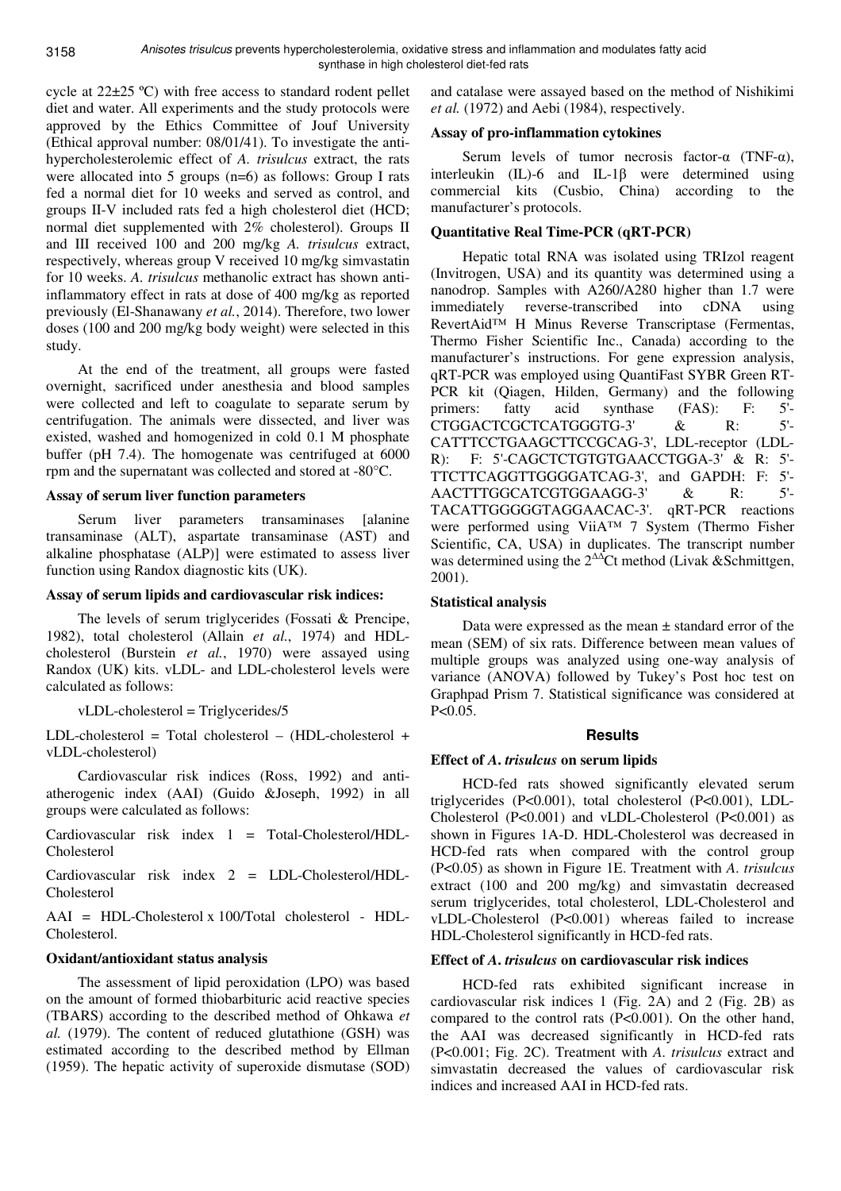cycle at 22±25 ºC) with free access to standard rodent pellet diet and water. All experiments and the study protocols were approved by the Ethics Committee of Jouf University (Ethical approval number: 08/01/41). To investigate the anti-hypercholesterolemic effect of *A. trisulcus* extract, the rats were allocated into 5 groups (n=6) as follows: Group I rats fed a normal diet for 10 weeks and served as control, and groups II-V included rats fed a high cholesterol diet (HCD; normal diet supplemented with 2% cholesterol). Groups II and III received 100 and 200 mg/kg *A. trisulcus* extract, respectively, whereas group V received 10 mg/kg simvastatin for 10 weeks. *A. trisulcus* methanolic extract has shown anti-inflammatory effect in rats at dose of 400 mg/kg as reported previously (El-Shanawany *et al.*, 2014). Therefore, two lower doses (100 and 200 mg/kg body weight) were selected in this study.

At the end of the treatment, all groups were fasted overnight, sacrificed under anesthesia and blood samples were collected and left to coagulate to separate serum by centrifugation. The animals were dissected, and liver was existed, washed and homogenized in cold 0.1 M phosphate buffer (pH 7.4). The homogenate was centrifuged at 6000 rpm and the supernatant was collected and stored at -80°C.

### Assay of serum liver function parameters

Serum liver parameters transaminases [alanine transaminase (ALT), aspartate transaminase (AST) and alkaline phosphatase (ALP)] were estimated to assess liver function using Randox diagnostic kits (UK).

### Assay of serum lipids and cardiovascular risk indices:

The levels of serum triglycerides (Fossati & Prencipe, 1982), total cholesterol (Allain *et al.*, 1974) and HDL-cholesterol (Burstein *et al.*, 1970) were assayed using Randox (UK) kits. vLDL- and LDL-cholesterol levels were calculated as follows:

vLDL-cholesterol = Triglycerides/5

LDL-cholesterol = Total cholesterol – (HDL-cholesterol + vLDL-cholesterol)

Cardiovascular risk indices (Ross, 1992) and anti-atherogenic index (AAI) (Guido &Joseph, 1992) in all groups were calculated as follows:

Cardiovascular risk index 1 = Total-Cholesterol/HDL-Cholesterol

Cardiovascular risk index 2 = LDL-Cholesterol/HDL-Cholesterol

AAI = HDL-Cholesterol x 100/Total cholesterol - HDL-Cholesterol.

### Oxidant/antioxidant status analysis

The assessment of lipid peroxidation (LPO) was based on the amount of formed thiobarbituric acid reactive species (TBARS) according to the described method of Ohkawa *et al.* (1979). The content of reduced glutathione (GSH) was estimated according to the described method by Ellman (1959). The hepatic activity of superoxide dismutase (SOD) and catalase were assayed based on the method of Nishikimi *et al.* (1972) and Aebi (1984), respectively.

### Assay of pro-inflammation cytokines

Serum levels of tumor necrosis factor-α (TNF-α), interleukin (IL)-6 and IL-1β were determined using commercial kits (Cusbio, China) according to the manufacturer's protocols.

### Quantitative Real Time-PCR (qRT-PCR)

Hepatic total RNA was isolated using TRIzol reagent (Invitrogen, USA) and its quantity was determined using a nanodrop. Samples with A260/A280 higher than 1.7 were immediately reverse-transcribed into cDNA using RevertAid™ H Minus Reverse Transcriptase (Fermentas, Thermo Fisher Scientific Inc., Canada) according to the manufacturer's instructions. For gene expression analysis, qRT-PCR was employed using QuantiFast SYBR Green RT-PCR kit (Qiagen, Hilden, Germany) and the following primers: fatty acid synthase (FAS): F: 5'-CTGGACTCGCTCATGGGTG-3' & R: 5'-CATTTCCTGAAGCTTCCGCAG-3', LDL-receptor (LDL-R): F: 5'-CAGCTCTGTGTGAACCTGGA-3' & R: 5'-TTCTTCAGGTTGGGGATCAG-3', and GAPDH: F: 5'-AACTTTGGCATCGTGGAAGG-3' & R: 5'-TACATTGGGGGTAGGAACAC-3'. qRT-PCR reactions were performed using ViiA™ 7 System (Thermo Fisher Scientific, CA, USA) in duplicates. The transcript number was determined using the $2^{\Delta\Delta}$Ct method (Livak &Schmittgen, 2001).

### Statistical analysis

Data were expressed as the mean ± standard error of the mean (SEM) of six rats. Difference between mean values of multiple groups was analyzed using one-way analysis of variance (ANOVA) followed by Tukey's Post hoc test on Graphpad Prism 7. Statistical significance was considered at $P<0.05$.

## Results

### Effect of *A. trisulcus* on serum lipids

HCD-fed rats showed significantly elevated serum triglycerides ($P<0.001$), total cholesterol ($P<0.001$), LDL-Cholesterol ($P<0.001$) and vLDL-Cholesterol ($P<0.001$) as shown in Figures 1A-D. HDL-Cholesterol was decreased in HCD-fed rats when compared with the control group ($P<0.05$) as shown in Figure 1E. Treatment with *A. trisulcus* extract (100 and 200 mg/kg) and simvastatin decreased serum triglycerides, total cholesterol, LDL-Cholesterol and vLDL-Cholesterol ($P<0.001$) whereas failed to increase HDL-Cholesterol significantly in HCD-fed rats.

### Effect of *A. trisulcus* on cardiovascular risk indices

HCD-fed rats exhibited significant increase in cardiovascular risk indices 1 (Fig. 2A) and 2 (Fig. 2B) as compared to the control rats ($P<0.001$). On the other hand, the AAI was decreased significantly in HCD-fed rats ($P<0.001$; Fig. 2C). Treatment with *A. trisulcus* extract and simvastatin decreased the values of cardiovascular risk indices and increased AAI in HCD-fed rats.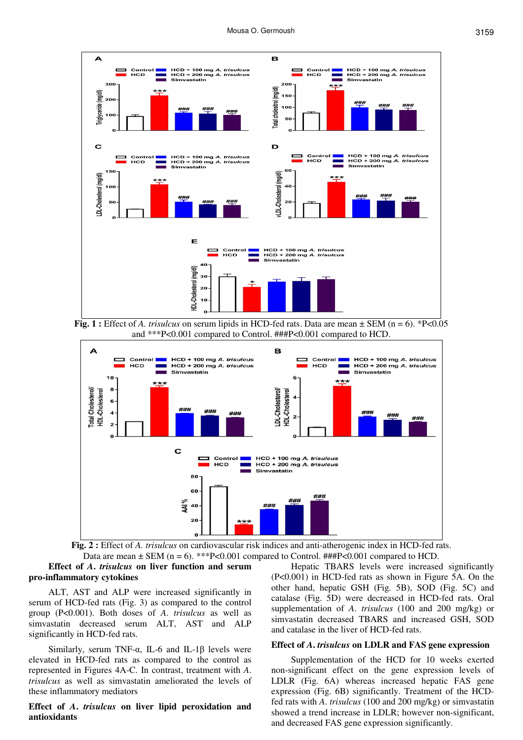**Fig. 1 :** Effect of *A. trisulcus* on serum lipids in HCD-fed rats. Data are mean ± SEM (n = 6). *P<0.05 and ***P<0.001 compared to Control. ###P<0.001 compared to HCD.

**Fig. 2 :** Effect of *A. trisulcus* on cardiovascular risk indices and anti-atherogenic index in HCD-fed rats. Data are mean ± SEM (n = 6). ***P<0.001 compared to Control. ###P<0.001 compared to HCD.

### Effect of *A. trisulcus* on liver function and serum pro-inflammatory cytokines

ALT, AST and ALP were increased significantly in serum of HCD-fed rats (Fig. 3) as compared to the control group (P<0.001). Both doses of *A. trisulcus* as well as simvastatin decreased serum ALT, AST and ALP significantly in HCD-fed rats.

Similarly, serum TNF-α, IL-6 and IL-1β levels were elevated in HCD-fed rats as compared to the control as represented in Figures 4A-C. In contrast, treatment with *A. trisulcus* as well as simvastatin ameliorated the levels of these inflammatory mediators

### Effect of *A. trisulcus* on liver lipid peroxidation and antioxidants

Hepatic TBARS levels were increased significantly (P<0.001) in HCD-fed rats as shown in Figure 5A. On the other hand, hepatic GSH (Fig. 5B), SOD (Fig. 5C) and catalase (Fig. 5D) were decreased in HCD-fed rats. Oral supplementation of *A. trisulcus* (100 and 200 mg/kg) or simvastatin decreased TBARS and increased GSH, SOD and catalase in the liver of HCD-fed rats.

### Effect of *A. trisulcus* on LDLR and FAS gene expression

Supplementation of the HCD for 10 weeks exerted non-significant effect on the gene expression levels of LDLR (Fig. 6A) whereas increased hepatic FAS gene expression (Fig. 6B) significantly. Treatment of the HCD-fed rats with *A. trisulcus* (100 and 200 mg/kg) or simvastatin showed a trend increase in LDLR; however non-significant, and decreased FAS gene expression significantly.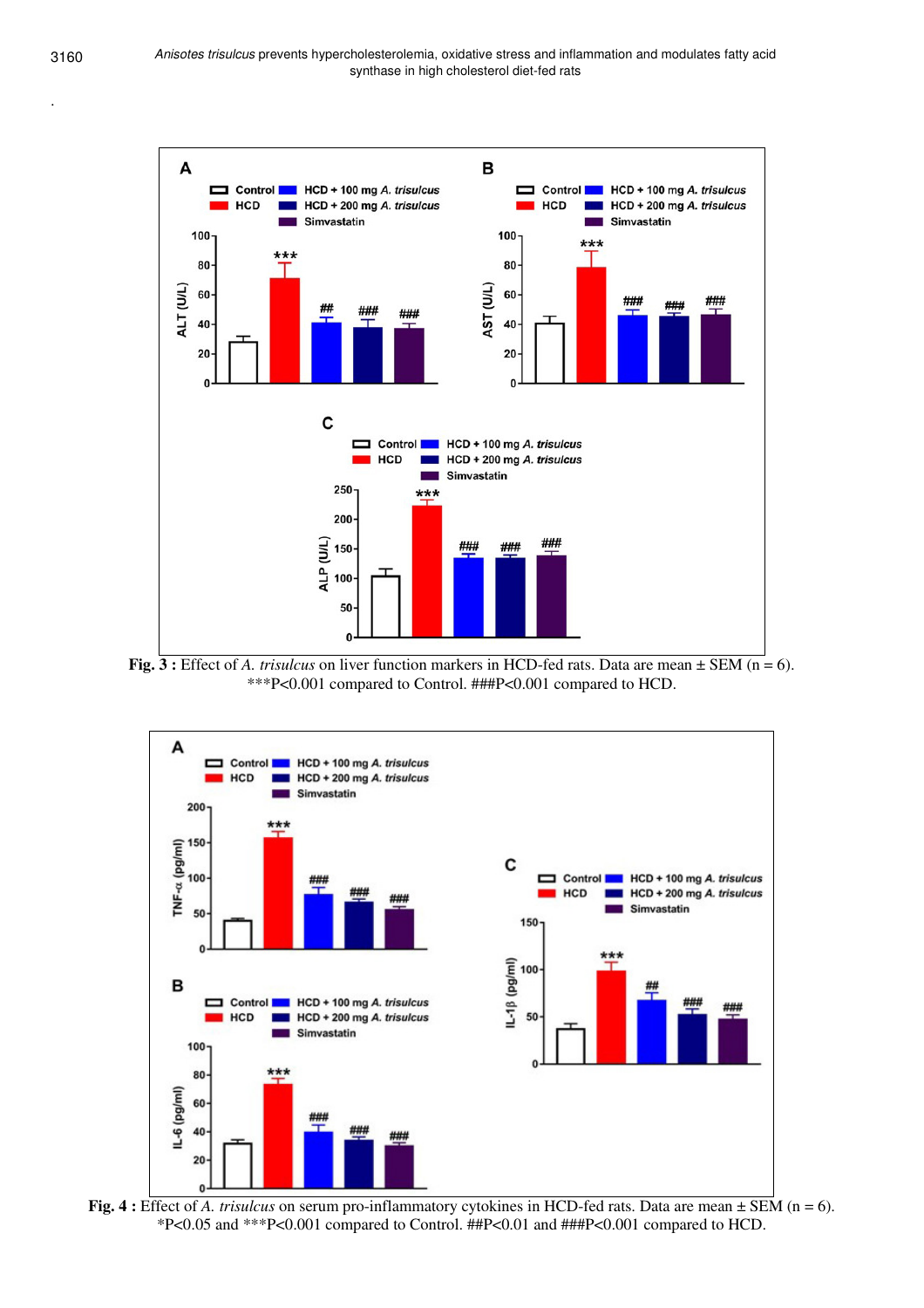**Fig. 3 :** Effect of *A. trisulcus* on liver function markers in HCD-fed rats. Data are mean ± SEM (n = 6). ***P<0.001 compared to Control. ###P<0.001 compared to HCD.

**Fig. 4 :** Effect of *A. trisulcus* on serum pro-inflammatory cytokines in HCD-fed rats. Data are mean ± SEM (n = 6). *P<0.05 and ***P<0.001 compared to Control. ##P<0.01 and ###P<0.001 compared to HCD.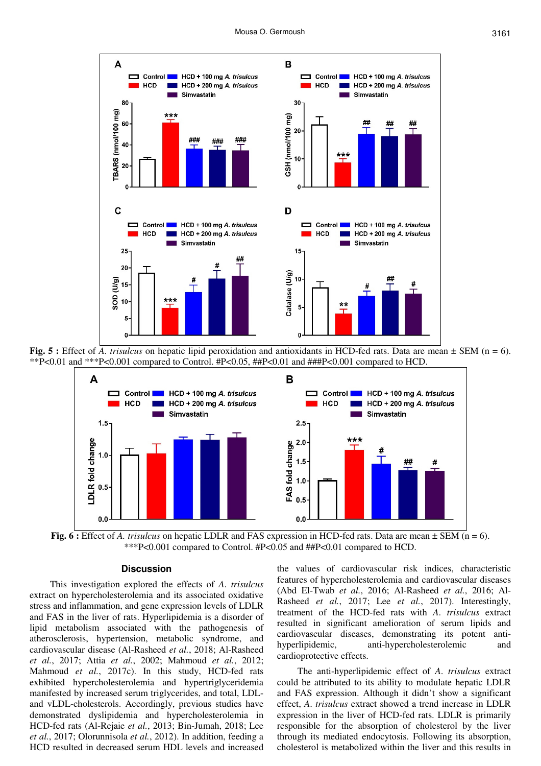**Fig. 5 :** Effect of *A. trisulcus* on hepatic lipid peroxidation and antioxidants in HCD-fed rats. Data are mean ± SEM (n = 6). **P<0.01 and ***P<0.001 compared to Control. #P<0.05, ##P<0.01 and ###P<0.001 compared to HCD.

**Fig. 6 :** Effect of *A. trisulcus* on hepatic LDLR and FAS expression in HCD-fed rats. Data are mean ± SEM (n = 6). ***P<0.001 compared to Control. #P<0.05 and ##P<0.01 compared to HCD.

## Discussion

This investigation explored the effects of *A. trisulcus* extract on hypercholesterolemia and its associated oxidative stress and inflammation, and gene expression levels of LDLR and FAS in the liver of rats. Hyperlipidemia is a disorder of lipid metabolism associated with the pathogenesis of atherosclerosis, hypertension, metabolic syndrome, and cardiovascular disease (Al-Rasheed *et al.*, 2018; Al-Rasheed *et al.*, 2017; Attia *et al.*, 2002; Mahmoud *et al.*, 2012; Mahmoud *et al.*, 2017c). In this study, HCD-fed rats exhibited hypercholesterolemia and hypertriglyceridemia manifested by increased serum triglycerides, and total, LDL- and vLDL-cholesterols. Accordingly, previous studies have demonstrated dyslipidemia and hypercholesterolemia in HCD-fed rats (Al-Rejaie *et al.*, 2013; Bin-Jumah, 2018; Lee *et al.*, 2017; Olorunnisola *et al.*, 2012). In addition, feeding a HCD resulted in decreased serum HDL levels and increased the values of cardiovascular risk indices, characteristic features of hypercholesterolemia and cardiovascular diseases (Abd El-Twab *et al.*, 2016; Al-Rasheed *et al.*, 2016; Al-Rasheed *et al.*, 2017; Lee *et al.*, 2017). Interestingly, treatment of the HCD-fed rats with *A. trisulcus* extract resulted in significant amelioration of serum lipids and cardiovascular diseases, demonstrating its potent anti-hyperlipidemic, anti-hypercholesterolemic and cardioprotective effects.

The anti-hyperlipidemic effect of *A. trisulcus* extract could be attributed to its ability to modulate hepatic LDLR and FAS expression. Although it didn't show a significant effect, *A. trisulcus* extract showed a trend increase in LDLR expression in the liver of HCD-fed rats. LDLR is primarily responsible for the absorption of cholesterol by the liver through its mediated endocytosis. Following its absorption, cholesterol is metabolized within the liver and this results in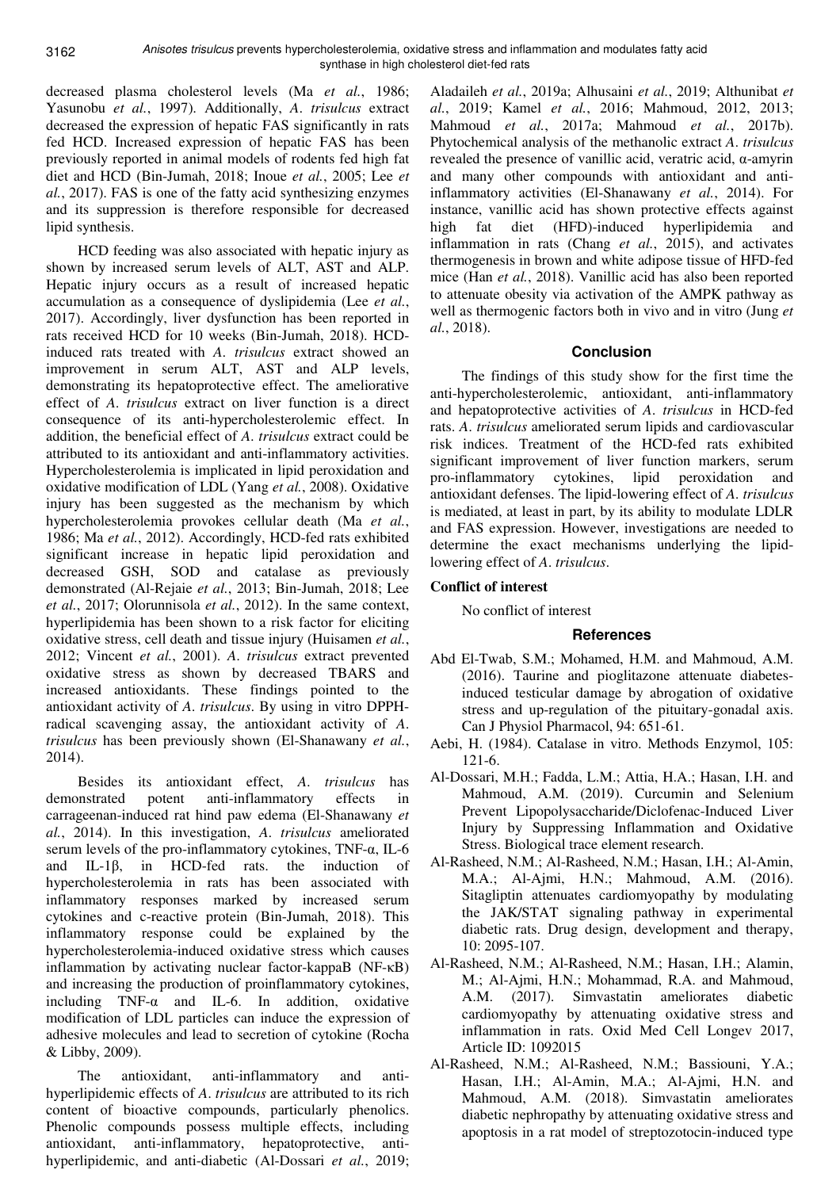decreased plasma cholesterol levels (Ma *et al.*, 1986; Yasunobu *et al.*, 1997). Additionally, *A. trisulcus* extract decreased the expression of hepatic FAS significantly in rats fed HCD. Increased expression of hepatic FAS has been previously reported in animal models of rodents fed high fat diet and HCD (Bin-Jumah, 2018; Inoue *et al.*, 2005; Lee *et al.*, 2017). FAS is one of the fatty acid synthesizing enzymes and its suppression is therefore responsible for decreased lipid synthesis.

HCD feeding was also associated with hepatic injury as shown by increased serum levels of ALT, AST and ALP. Hepatic injury occurs as a result of increased hepatic accumulation as a consequence of dyslipidemia (Lee *et al.*, 2017). Accordingly, liver dysfunction has been reported in rats received HCD for 10 weeks (Bin-Jumah, 2018). HCD-induced rats treated with *A. trisulcus* extract showed an improvement in serum ALT, AST and ALP levels, demonstrating its hepatoprotective effect. The ameliorative effect of *A. trisulcus* extract on liver function is a direct consequence of its anti-hypercholesterolemic effect. In addition, the beneficial effect of *A. trisulcus* extract could be attributed to its antioxidant and anti-inflammatory activities. Hypercholesterolemia is implicated in lipid peroxidation and oxidative modification of LDL (Yang *et al.*, 2008). Oxidative injury has been suggested as the mechanism by which hypercholesterolemia provokes cellular death (Ma *et al.*, 1986; Ma *et al.*, 2012). Accordingly, HCD-fed rats exhibited significant increase in hepatic lipid peroxidation and decreased GSH, SOD and catalase as previously demonstrated (Al-Rejaie *et al.*, 2013; Bin-Jumah, 2018; Lee *et al.*, 2017; Olorunnisola *et al.*, 2012). In the same context, hyperlipidemia has been shown to a risk factor for eliciting oxidative stress, cell death and tissue injury (Huisamen *et al.*, 2012; Vincent *et al.*, 2001). *A. trisulcus* extract prevented oxidative stress as shown by decreased TBARS and increased antioxidants. These findings pointed to the antioxidant activity of *A. trisulcus*. By using in vitro DPPH-radical scavenging assay, the antioxidant activity of *A. trisulcus* has been previously shown (El-Shanawany *et al.*, 2014).

Besides its antioxidant effect, *A. trisulcus* has demonstrated potent anti-inflammatory effects in carrageenan-induced rat hind paw edema (El-Shanawany *et al.*, 2014). In this investigation, *A. trisulcus* ameliorated serum levels of the pro-inflammatory cytokines, TNF-α, IL-6 and IL-1β, in HCD-fed rats. the induction of hypercholesterolemia in rats has been associated with inflammatory responses marked by increased serum cytokines and c-reactive protein (Bin-Jumah, 2018). This inflammatory response could be explained by the hypercholesterolemia-induced oxidative stress which causes inflammation by activating nuclear factor-kappaB (NF-κB) and increasing the production of proinflammatory cytokines, including TNF-α and IL-6. In addition, oxidative modification of LDL particles can induce the expression of adhesive molecules and lead to secretion of cytokine (Rocha & Libby, 2009).

The antioxidant, anti-inflammatory and anti-hyperlipidemic effects of *A. trisulcus* are attributed to its rich content of bioactive compounds, particularly phenolics. Phenolic compounds possess multiple effects, including antioxidant, anti-inflammatory, hepatoprotective, anti-hyperlipidemic, and anti-diabetic (Al-Dossari *et al.*, 2019; Aladaileh *et al.*, 2019a; Alhusaini *et al.*, 2019; Althunibat *et al.*, 2019; Kamel *et al.*, 2016; Mahmoud, 2012, 2013; Mahmoud *et al.*, 2017a; Mahmoud *et al.*, 2017b). Phytochemical analysis of the methanolic extract *A. trisulcus* revealed the presence of vanillic acid, veratric acid, α-amyrin and many other compounds with antioxidant and anti-inflammatory activities (El-Shanawany *et al.*, 2014). For instance, vanillic acid has shown protective effects against high fat diet (HFD)-induced hyperlipidemia and inflammation in rats (Chang *et al.*, 2015), and activates thermogenesis in brown and white adipose tissue of HFD-fed mice (Han *et al.*, 2018). Vanillic acid has also been reported to attenuate obesity via activation of the AMPK pathway as well as thermogenic factors both in vivo and in vitro (Jung *et al.*, 2018).

## Conclusion

The findings of this study show for the first time the anti-hypercholesterolemic, antioxidant, anti-inflammatory and hepatoprotective activities of *A. trisulcus* in HCD-fed rats. *A. trisulcus* ameliorated serum lipids and cardiovascular risk indices. Treatment of the HCD-fed rats exhibited significant improvement of liver function markers, serum pro-inflammatory cytokines, lipid peroxidation and antioxidant defenses. The lipid-lowering effect of *A. trisulcus* is mediated, at least in part, by its ability to modulate LDLR and FAS expression. However, investigations are needed to determine the exact mechanisms underlying the lipid-lowering effect of *A. trisulcus*.

**Conflict of interest**

No conflict of interest

## References

Abd El-Twab, S.M.; Mohamed, H.M. and Mahmoud, A.M. (2016). Taurine and pioglitazone attenuate diabetes-induced testicular damage by abrogation of oxidative stress and up-regulation of the pituitary-gonadal axis. Can J Physiol Pharmacol, 94: 651-61.

Aebi, H. (1984). Catalase in vitro. Methods Enzymol, 105: 121-6.

Al-Dossari, M.H.; Fadda, L.M.; Attia, H.A.; Hasan, I.H. and Mahmoud, A.M. (2019). Curcumin and Selenium Prevent Lipopolysaccharide/Diclofenac-Induced Liver Injury by Suppressing Inflammation and Oxidative Stress. Biological trace element research.

Al-Rasheed, N.M.; Al-Rasheed, N.M.; Hasan, I.H.; Al-Amin, M.A.; Al-Ajmi, H.N.; Mahmoud, A.M. (2016). Sitagliptin attenuates cardiomyopathy by modulating the JAK/STAT signaling pathway in experimental diabetic rats. Drug design, development and therapy, 10: 2095-107.

Al-Rasheed, N.M.; Al-Rasheed, N.M.; Hasan, I.H.; Alamin, M.; Al-Ajmi, H.N.; Mohammad, R.A. and Mahmoud, A.M. (2017). Simvastatin ameliorates diabetic cardiomyopathy by attenuating oxidative stress and inflammation in rats. Oxid Med Cell Longev 2017, Article ID: 1092015

Al-Rasheed, N.M.; Al-Rasheed, N.M.; Bassiouni, Y.A.; Hasan, I.H.; Al-Amin, M.A.; Al-Ajmi, H.N. and Mahmoud, A.M. (2018). Simvastatin ameliorates diabetic nephropathy by attenuating oxidative stress and apoptosis in a rat model of streptozotocin-induced type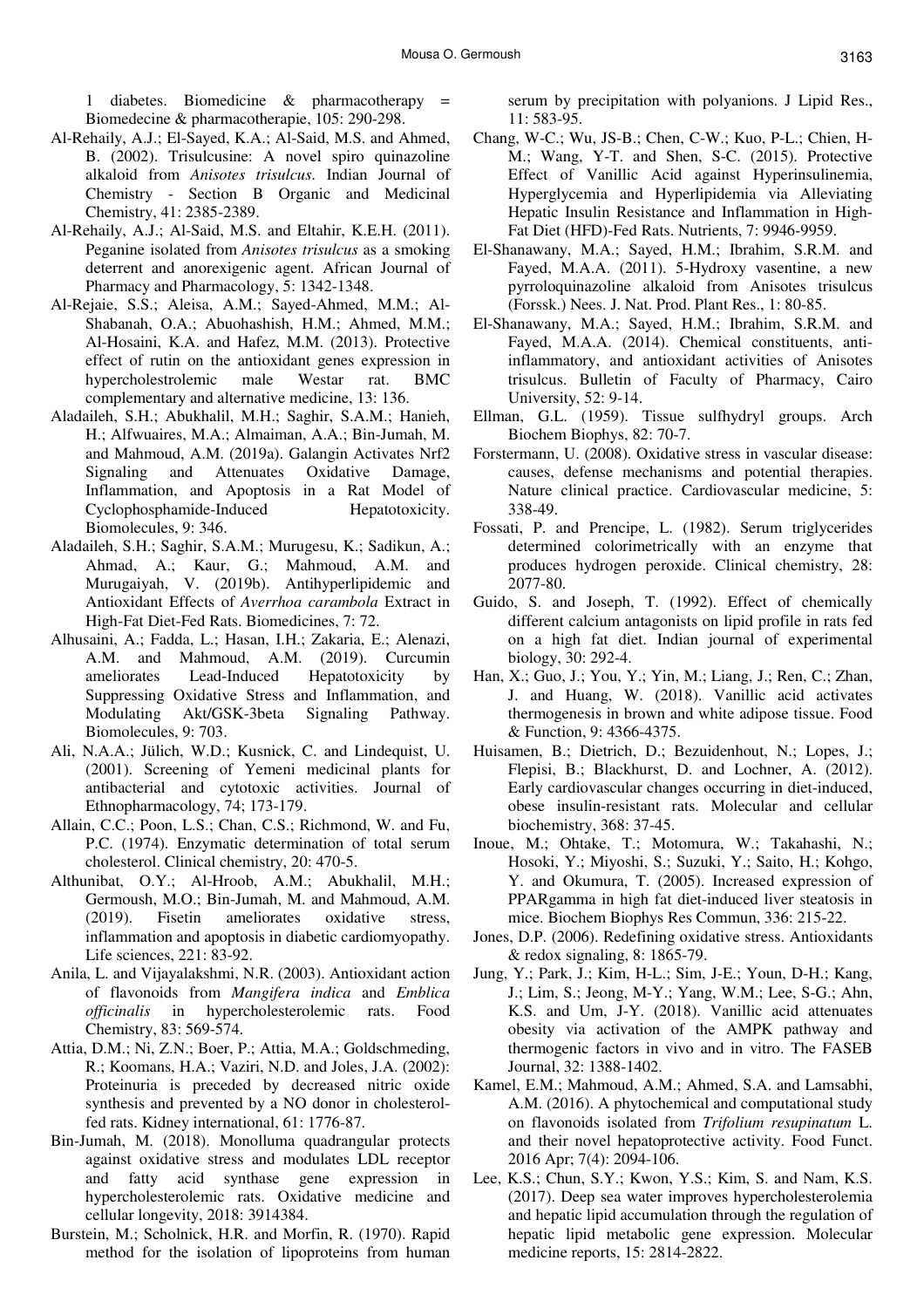1 diabetes. Biomedicine & pharmacotherapy = Biomedecine & pharmacotherapie, 105: 290-298.

Al-Rehaily, A.J.; El-Sayed, K.A.; Al-Said, M.S. and Ahmed, B. (2002). Trisulcusine: A novel spiro quinazoline alkaloid from *Anisotes trisulcus*. Indian Journal of Chemistry - Section B Organic and Medicinal Chemistry, 41: 2385-2389.

Al-Rehaily, A.J.; Al-Said, M.S. and Eltahir, K.E.H. (2011). Peganine isolated from *Anisotes trisulcus* as a smoking deterrent and anorexigenic agent. African Journal of Pharmacy and Pharmacology, 5: 1342-1348.

Al-Rejaie, S.S.; Aleisa, A.M.; Sayed-Ahmed, M.M.; Al-Shabanah, O.A.; Abuohashish, H.M.; Ahmed, M.M.; Al-Hosaini, K.A. and Hafez, M.M. (2013). Protective effect of rutin on the antioxidant genes expression in hypercholestrolemic male Westar rat. BMC complementary and alternative medicine, 13: 136.

Aladaileh, S.H.; Abukhalil, M.H.; Saghir, S.A.M.; Hanieh, H.; Alfwuaires, M.A.; Almaiman, A.A.; Bin-Jumah, M. and Mahmoud, A.M. (2019a). Galangin Activates Nrf2 Signaling and Attenuates Oxidative Damage, Inflammation, and Apoptosis in a Rat Model of Cyclophosphamide-Induced Hepatotoxicity. Biomolecules, 9: 346.

Aladaileh, S.H.; Saghir, S.A.M.; Murugesu, K.; Sadikun, A.; Ahmad, A.; Kaur, G.; Mahmoud, A.M. and Murugaiyah, V. (2019b). Antihyperlipidemic and Antioxidant Effects of *Averrhoa carambola* Extract in High-Fat Diet-Fed Rats. Biomedicines, 7: 72.

Alhusaini, A.; Fadda, L.; Hasan, I.H.; Zakaria, E.; Alenazi, A.M. and Mahmoud, A.M. (2019). Curcumin ameliorates Lead-Induced Hepatotoxicity by Suppressing Oxidative Stress and Inflammation, and Modulating Akt/GSK-3beta Signaling Pathway. Biomolecules, 9: 703.

Ali, N.A.A.; Jülich, W.D.; Kusnick, C. and Lindequist, U. (2001). Screening of Yemeni medicinal plants for antibacterial and cytotoxic activities. Journal of Ethnopharmacology, 74; 173-179.

Allain, C.C.; Poon, L.S.; Chan, C.S.; Richmond, W. and Fu, P.C. (1974). Enzymatic determination of total serum cholesterol. Clinical chemistry, 20: 470-5.

Althunibat, O.Y.; Al-Hroob, A.M.; Abukhalil, M.H.; Germoush, M.O.; Bin-Jumah, M. and Mahmoud, A.M. (2019). Fisetin ameliorates oxidative stress, inflammation and apoptosis in diabetic cardiomyopathy. Life sciences, 221: 83-92.

Anila, L. and Vijayalakshmi, N.R. (2003). Antioxidant action of flavonoids from *Mangifera indica* and *Emblica officinalis* in hypercholesterolemic rats. Food Chemistry, 83: 569-574.

Attia, D.M.; Ni, Z.N.; Boer, P.; Attia, M.A.; Goldschmeding, R.; Koomans, H.A.; Vaziri, N.D. and Joles, J.A. (2002): Proteinuria is preceded by decreased nitric oxide synthesis and prevented by a NO donor in cholesterol-fed rats. Kidney international, 61: 1776-87.

Bin-Jumah, M. (2018). Monolluma quadrangular protects against oxidative stress and modulates LDL receptor and fatty acid synthase gene expression in hypercholesterolemic rats. Oxidative medicine and cellular longevity, 2018: 3914384.

Burstein, M.; Scholnick, H.R. and Morfin, R. (1970). Rapid method for the isolation of lipoproteins from human serum by precipitation with polyanions. J Lipid Res., 11: 583-95.

Chang, W-C.; Wu, JS-B.; Chen, C-W.; Kuo, P-L.; Chien, H-M.; Wang, Y-T. and Shen, S-C. (2015). Protective Effect of Vanillic Acid against Hyperinsulinemia, Hyperglycemia and Hyperlipidemia via Alleviating Hepatic Insulin Resistance and Inflammation in High-Fat Diet (HFD)-Fed Rats. Nutrients, 7: 9946-9959.

El-Shanawany, M.A.; Sayed, H.M.; Ibrahim, S.R.M. and Fayed, M.A.A. (2011). 5-Hydroxy vasentine, a new pyrroloquinazoline alkaloid from Anisotes trisulcus (Forssk.) Nees. J. Nat. Prod. Plant Res., 1: 80-85.

El-Shanawany, M.A.; Sayed, H.M.; Ibrahim, S.R.M. and Fayed, M.A.A. (2014). Chemical constituents, anti-inflammatory, and antioxidant activities of Anisotes trisulcus. Bulletin of Faculty of Pharmacy, Cairo University, 52: 9-14.

Ellman, G.L. (1959). Tissue sulfhydryl groups. Arch Biochem Biophys, 82: 70-7.

Forstermann, U. (2008). Oxidative stress in vascular disease: causes, defense mechanisms and potential therapies. Nature clinical practice. Cardiovascular medicine, 5: 338-49.

Fossati, P. and Prencipe, L. (1982). Serum triglycerides determined colorimetrically with an enzyme that produces hydrogen peroxide. Clinical chemistry, 28: 2077-80.

Guido, S. and Joseph, T. (1992). Effect of chemically different calcium antagonists on lipid profile in rats fed on a high fat diet. Indian journal of experimental biology, 30: 292-4.

Han, X.; Guo, J.; You, Y.; Yin, M.; Liang, J.; Ren, C.; Zhan, J. and Huang, W. (2018). Vanillic acid activates thermogenesis in brown and white adipose tissue. Food & Function, 9: 4366-4375.

Huisamen, B.; Dietrich, D.; Bezuidenhout, N.; Lopes, J.; Flepisi, B.; Blackhurst, D. and Lochner, A. (2012). Early cardiovascular changes occurring in diet-induced, obese insulin-resistant rats. Molecular and cellular biochemistry, 368: 37-45.

Inoue, M.; Ohtake, T.; Motomura, W.; Takahashi, N.; Hosoki, Y.; Miyoshi, S.; Suzuki, Y.; Saito, H.; Kohgo, Y. and Okumura, T. (2005). Increased expression of PPARgamma in high fat diet-induced liver steatosis in mice. Biochem Biophys Res Commun, 336: 215-22.

Jones, D.P. (2006). Redefining oxidative stress. Antioxidants & redox signaling, 8: 1865-79.

Jung, Y.; Park, J.; Kim, H-L.; Sim, J-E.; Youn, D-H.; Kang, J.; Lim, S.; Jeong, M-Y.; Yang, W.M.; Lee, S-G.; Ahn, K.S. and Um, J-Y. (2018). Vanillic acid attenuates obesity via activation of the AMPK pathway and thermogenic factors in vivo and in vitro. The FASEB Journal, 32: 1388-1402.

Kamel, E.M.; Mahmoud, A.M.; Ahmed, S.A. and Lamsabhi, A.M. (2016). A phytochemical and computational study on flavonoids isolated from *Trifolium resupinatum* L. and their novel hepatoprotective activity. Food Funct. 2016 Apr; 7(4): 2094-106.

Lee, K.S.; Chun, S.Y.; Kwon, Y.S.; Kim, S. and Nam, K.S. (2017). Deep sea water improves hypercholesterolemia and hepatic lipid accumulation through the regulation of hepatic lipid metabolic gene expression. Molecular medicine reports, 15: 2814-2822.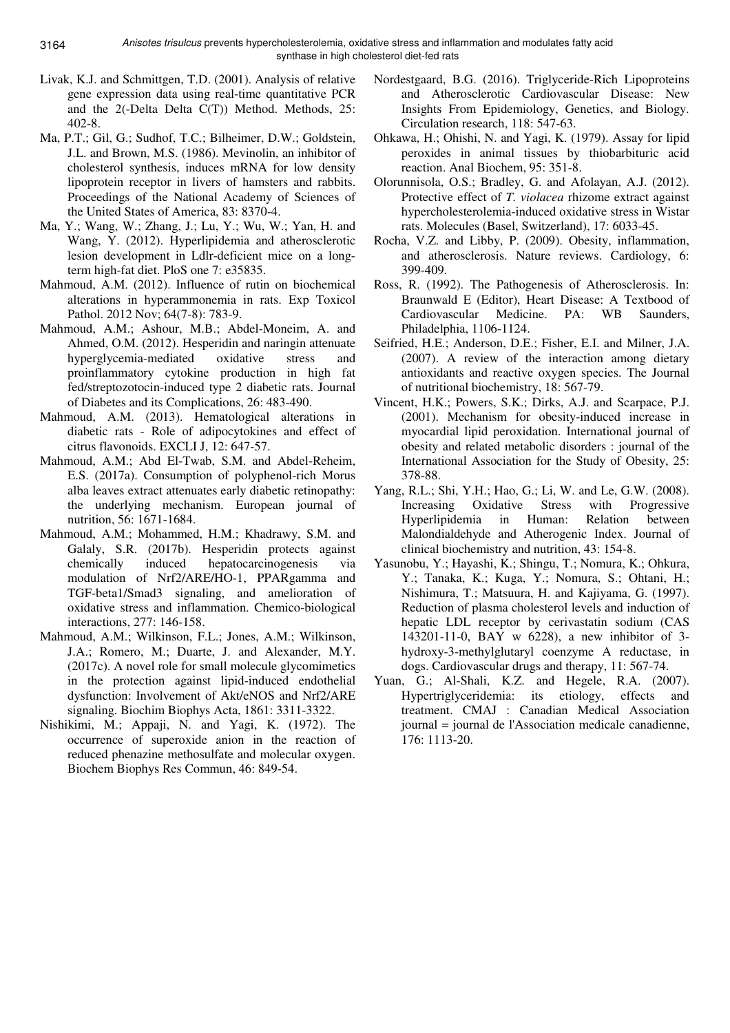Livak, K.J. and Schmittgen, T.D. (2001). Analysis of relative gene expression data using real-time quantitative PCR and the 2(-Delta Delta C(T)) Method. Methods, 25: 402-8.

Ma, P.T.; Gil, G.; Sudhof, T.C.; Bilheimer, D.W.; Goldstein, J.L. and Brown, M.S. (1986). Mevinolin, an inhibitor of cholesterol synthesis, induces mRNA for low density lipoprotein receptor in livers of hamsters and rabbits. Proceedings of the National Academy of Sciences of the United States of America, 83: 8370-4.

Ma, Y.; Wang, W.; Zhang, J.; Lu, Y.; Wu, W.; Yan, H. and Wang, Y. (2012). Hyperlipidemia and atherosclerotic lesion development in Ldlr-deficient mice on a long-term high-fat diet. PloS one 7: e35835.

Mahmoud, A.M. (2012). Influence of rutin on biochemical alterations in hyperammonemia in rats. Exp Toxicol Pathol. 2012 Nov; 64(7-8): 783-9.

Mahmoud, A.M.; Ashour, M.B.; Abdel-Moneim, A. and Ahmed, O.M. (2012). Hesperidin and naringin attenuate hyperglycemia-mediated oxidative stress and proinflammatory cytokine production in high fat fed/streptozotocin-induced type 2 diabetic rats. Journal of Diabetes and its Complications, 26: 483-490.

Mahmoud, A.M. (2013). Hematological alterations in diabetic rats - Role of adipocytokines and effect of citrus flavonoids. EXCLI J, 12: 647-57.

Mahmoud, A.M.; Abd El-Twab, S.M. and Abdel-Reheim, E.S. (2017a). Consumption of polyphenol-rich Morus alba leaves extract attenuates early diabetic retinopathy: the underlying mechanism. European journal of nutrition, 56: 1671-1684.

Mahmoud, A.M.; Mohammed, H.M.; Khadrawy, S.M. and Galaly, S.R. (2017b). Hesperidin protects against chemically induced hepatocarcinogenesis via modulation of Nrf2/ARE/HO-1, PPARgamma and TGF-beta1/Smad3 signaling, and amelioration of oxidative stress and inflammation. Chemico-biological interactions, 277: 146-158.

Mahmoud, A.M.; Wilkinson, F.L.; Jones, A.M.; Wilkinson, J.A.; Romero, M.; Duarte, J. and Alexander, M.Y. (2017c). A novel role for small molecule glycomimetics in the protection against lipid-induced endothelial dysfunction: Involvement of Akt/eNOS and Nrf2/ARE signaling. Biochim Biophys Acta, 1861: 3311-3322.

Nishikimi, M.; Appaji, N. and Yagi, K. (1972). The occurrence of superoxide anion in the reaction of reduced phenazine methosulfate and molecular oxygen. Biochem Biophys Res Commun, 46: 849-54.

Nordestgaard, B.G. (2016). Triglyceride-Rich Lipoproteins and Atherosclerotic Cardiovascular Disease: New Insights From Epidemiology, Genetics, and Biology. Circulation research, 118: 547-63.

Ohkawa, H.; Ohishi, N. and Yagi, K. (1979). Assay for lipid peroxides in animal tissues by thiobarbituric acid reaction. Anal Biochem, 95: 351-8.

Olorunnisola, O.S.; Bradley, G. and Afolayan, A.J. (2012). Protective effect of *T. violacea* rhizome extract against hypercholesterolemia-induced oxidative stress in Wistar rats. Molecules (Basel, Switzerland), 17: 6033-45.

Rocha, V.Z. and Libby, P. (2009). Obesity, inflammation, and atherosclerosis. Nature reviews. Cardiology, 6: 399-409.

Ross, R. (1992). The Pathogenesis of Atherosclerosis. In: Braunwald E (Editor), Heart Disease: A Textbood of Cardiovascular Medicine. PA: WB Saunders, Philadelphia, 1106-1124.

Seifried, H.E.; Anderson, D.E.; Fisher, E.I. and Milner, J.A. (2007). A review of the interaction among dietary antioxidants and reactive oxygen species. The Journal of nutritional biochemistry, 18: 567-79.

Vincent, H.K.; Powers, S.K.; Dirks, A.J. and Scarpace, P.J. (2001). Mechanism for obesity-induced increase in myocardial lipid peroxidation. International journal of obesity and related metabolic disorders : journal of the International Association for the Study of Obesity, 25: 378-88.

Yang, R.L.; Shi, Y.H.; Hao, G.; Li, W. and Le, G.W. (2008). Increasing Oxidative Stress with Progressive Hyperlipidemia in Human: Relation between Malondialdehyde and Atherogenic Index. Journal of clinical biochemistry and nutrition, 43: 154-8.

Yasunobu, Y.; Hayashi, K.; Shingu, T.; Nomura, K.; Ohkura, Y.; Tanaka, K.; Kuga, Y.; Nomura, S.; Ohtani, H.; Nishimura, T.; Matsuura, H. and Kajiyama, G. (1997). Reduction of plasma cholesterol levels and induction of hepatic LDL receptor by cerivastatin sodium (CAS 143201-11-0, BAY w 6228), a new inhibitor of 3-hydroxy-3-methylglutaryl coenzyme A reductase, in dogs. Cardiovascular drugs and therapy, 11: 567-74.

Yuan, G.; Al-Shali, K.Z. and Hegele, R.A. (2007). Hypertriglyceridemia: its etiology, effects and treatment. CMAJ : Canadian Medical Association journal = journal de l'Association medicale canadienne, 176: 1113-20.